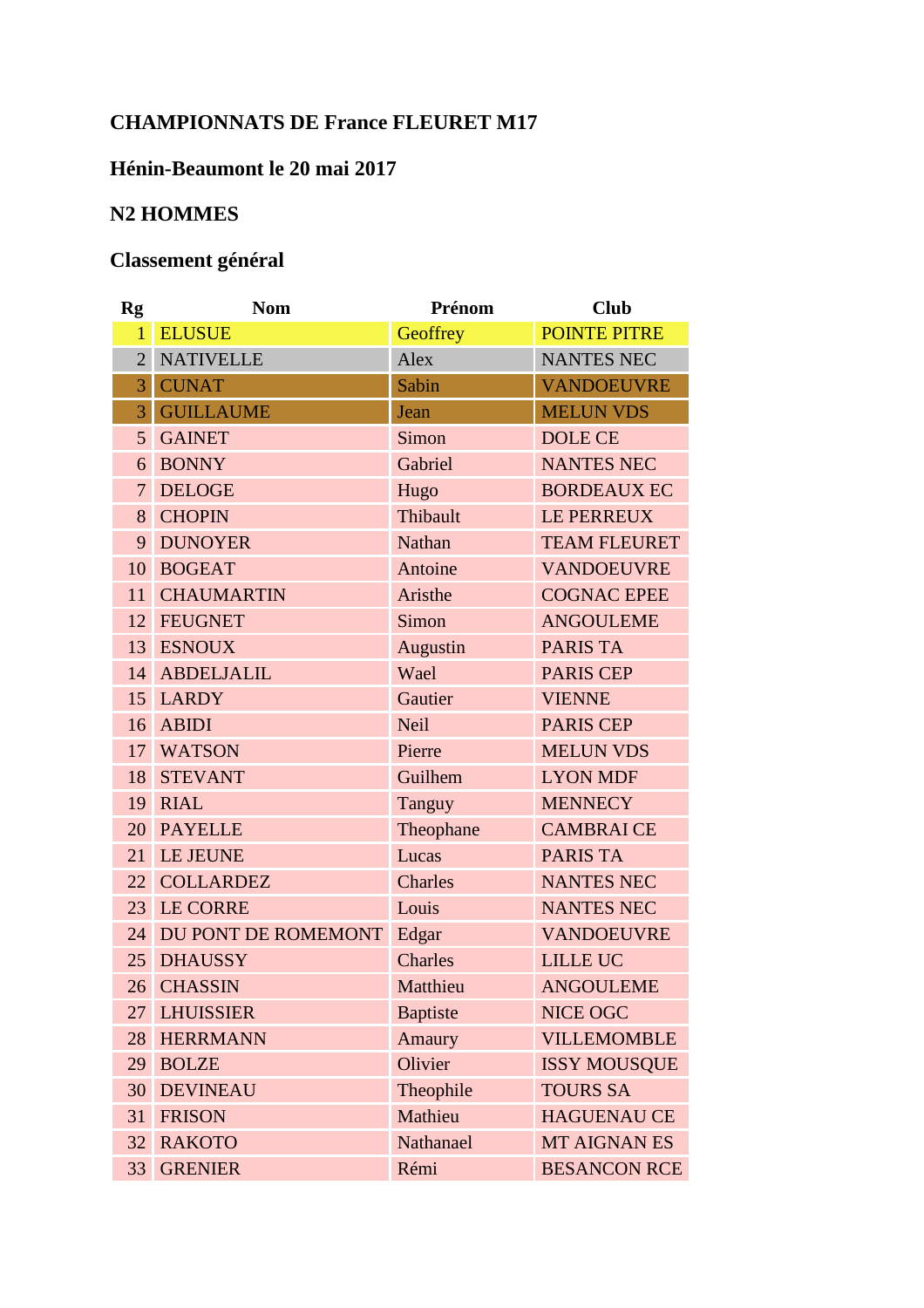### CHAMPIONNATS DE France FLEURET M17

### Hénin-Beaumont le 20 mai 2017

### N2 HOMMES

### Classement général

| Rg | Nom | Prénom | Club |
|---|---|---|---|
| 1 | ELUSUE | Geoffrey | POINTE PITRE |
| 2 | NATIVELLE | Alex | NANTES NEC |
| 3 | CUNAT | Sabin | VANDOEUVRE |
| 3 | GUILLAUME | Jean | MELUN VDS |
| 5 | GAINET | Simon | DOLE CE |
| 6 | BONNY | Gabriel | NANTES NEC |
| 7 | DELOGE | Hugo | BORDEAUX EC |
| 8 | CHOPIN | Thibault | LE PERREUX |
| 9 | DUNOYER | Nathan | TEAM FLEURET |
| 10 | BOGEAT | Antoine | VANDOEUVRE |
| 11 | CHAUMARTIN | Aristhe | COGNAC EPEE |
| 12 | FEUGNET | Simon | ANGOULEME |
| 13 | ESNOUX | Augustin | PARIS TA |
| 14 | ABDELJALIL | Wael | PARIS CEP |
| 15 | LARDY | Gautier | VIENNE |
| 16 | ABIDI | Neil | PARIS CEP |
| 17 | WATSON | Pierre | MELUN VDS |
| 18 | STEVANT | Guilhem | LYON MDF |
| 19 | RIAL | Tanguy | MENNECY |
| 20 | PAYELLE | Theophane | CAMBRAI CE |
| 21 | LE JEUNE | Lucas | PARIS TA |
| 22 | COLLARDEZ | Charles | NANTES NEC |
| 23 | LE CORRE | Louis | NANTES NEC |
| 24 | DU PONT DE ROMEMONT | Edgar | VANDOEUVRE |
| 25 | DHAUSSY | Charles | LILLE UC |
| 26 | CHASSIN | Matthieu | ANGOULEME |
| 27 | LHUISSIER | Baptiste | NICE OGC |
| 28 | HERRMANN | Amaury | VILLEMOMBLE |
| 29 | BOLZE | Olivier | ISSY MOUSQUE |
| 30 | DEVINEAU | Theophile | TOURS SA |
| 31 | FRISON | Mathieu | HAGUENAU CE |
| 32 | RAKOTO | Nathanael | MT AIGNAN ES |
| 33 | GRENIER | Rémi | BESANCON RCE |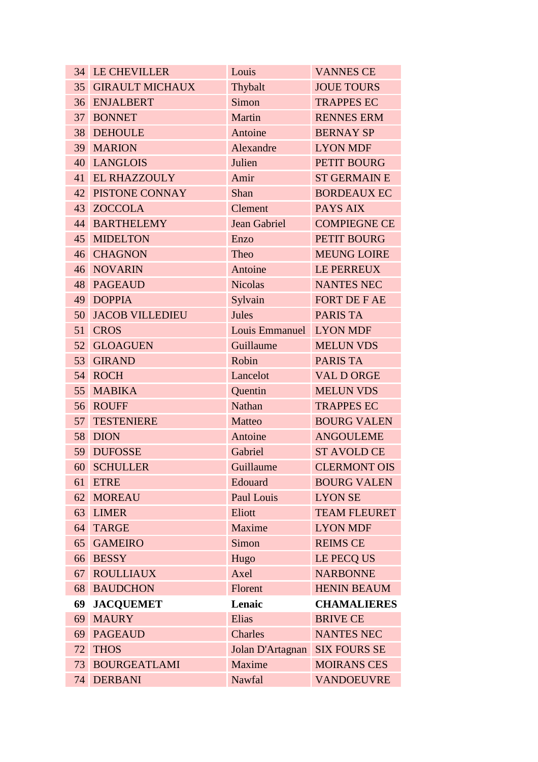| | | | |
|---|---|---|---|
| 34 | LE CHEVILLER | Louis | VANNES CE |
| 35 | GIRAULT MICHAUX | Thybalt | JOUE TOURS |
| 36 | ENJALBERT | Simon | TRAPPES EC |
| 37 | BONNET | Martin | RENNES ERM |
| 38 | DEHOULE | Antoine | BERNAY SP |
| 39 | MARION | Alexandre | LYON MDF |
| 40 | LANGLOIS | Julien | PETIT BOURG |
| 41 | EL RHAZZOULY | Amir | ST GERMAIN E |
| 42 | PISTONE CONNAY | Shan | BORDEAUX EC |
| 43 | ZOCCOLA | Clement | PAYS AIX |
| 44 | BARTHELEMY | Jean Gabriel | COMPIEGNE CE |
| 45 | MIDELTON | Enzo | PETIT BOURG |
| 46 | CHAGNON | Theo | MEUNG LOIRE |
| 46 | NOVARIN | Antoine | LE PERREUX |
| 48 | PAGEAUD | Nicolas | NANTES NEC |
| 49 | DOPPIA | Sylvain | FORT DE F AE |
| 50 | JACOB VILLEDIEU | Jules | PARIS TA |
| 51 | CROS | Louis Emmanuel | LYON MDF |
| 52 | GLOAGUEN | Guillaume | MELUN VDS |
| 53 | GIRAND | Robin | PARIS TA |
| 54 | ROCH | Lancelot | VAL D ORGE |
| 55 | MABIKA | Quentin | MELUN VDS |
| 56 | ROUFF | Nathan | TRAPPES EC |
| 57 | TESTENIERE | Matteo | BOURG VALEN |
| 58 | DION | Antoine | ANGOULEME |
| 59 | DUFOSSE | Gabriel | ST AVOLD CE |
| 60 | SCHULLER | Guillaume | CLERMONT OIS |
| 61 | ETRE | Edouard | BOURG VALEN |
| 62 | MOREAU | Paul Louis | LYON SE |
| 63 | LIMER | Eliott | TEAM FLEURET |
| 64 | TARGE | Maxime | LYON MDF |
| 65 | GAMEIRO | Simon | REIMS CE |
| 66 | BESSY | Hugo | LE PECQ US |
| 67 | ROULLIAUX | Axel | NARBONNE |
| 68 | BAUDCHON | Florent | HENIN BEAUM |
| **69** | **JACQUEMET** | **Lenaic** | **CHAMALIERES** |
| 69 | MAURY | Elias | BRIVE CE |
| 69 | PAGEAUD | Charles | NANTES NEC |
| 72 | THOS | Jolan D'Artagnan | SIX FOURS SE |
| 73 | BOURGEATLAMI | Maxime | MOIRANS CES |
| 74 | DERBANI | Nawfal | VANDOEUVRE |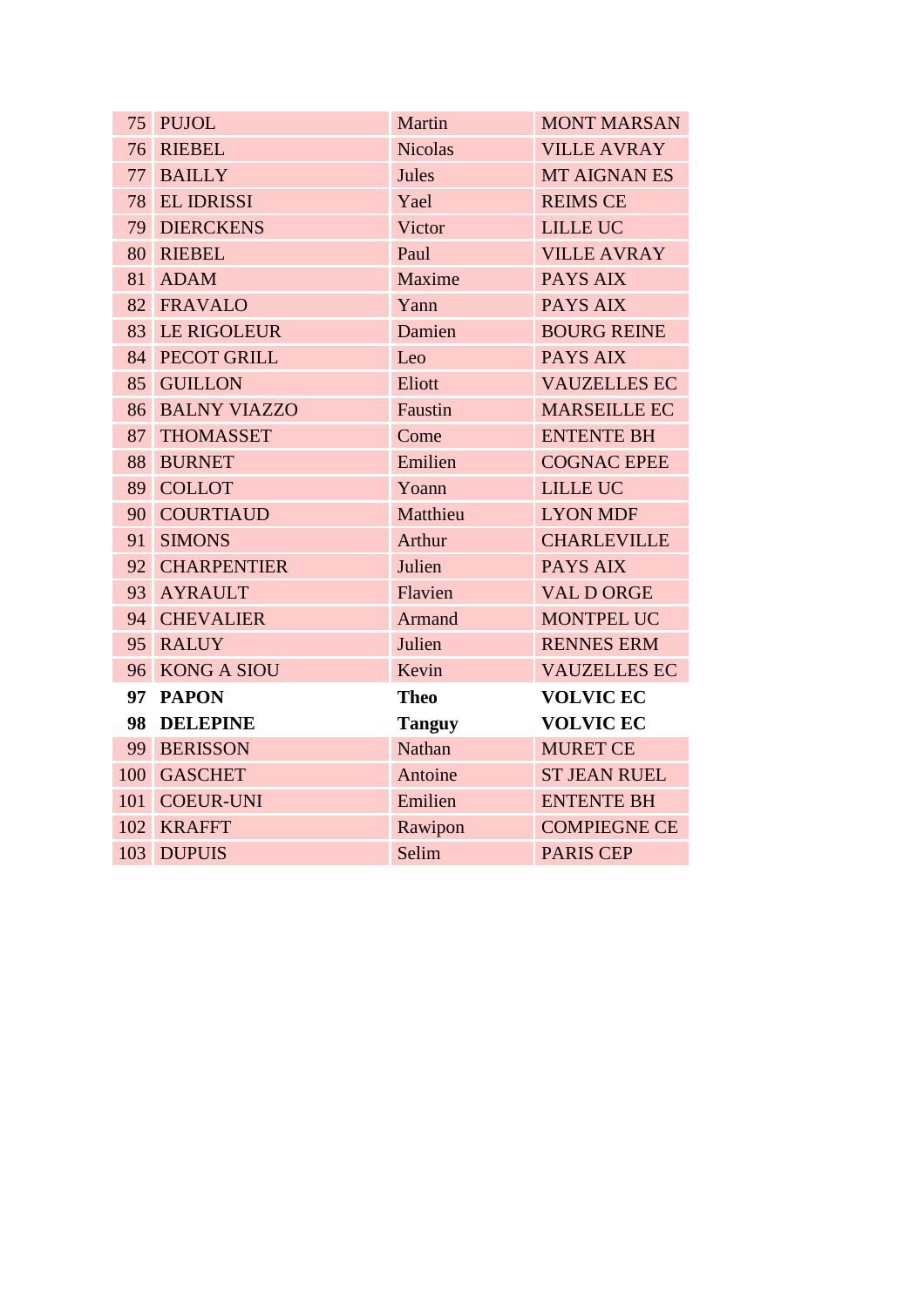| | | | |
|---|---|---|---|
| 75 | PUJOL | Martin | MONT MARSAN |
| 76 | RIEBEL | Nicolas | VILLE AVRAY |
| 77 | BAILLY | Jules | MT AIGNAN ES |
| 78 | EL IDRISSI | Yael | REIMS CE |
| 79 | DIERCKENS | Victor | LILLE UC |
| 80 | RIEBEL | Paul | VILLE AVRAY |
| 81 | ADAM | Maxime | PAYS AIX |
| 82 | FRAVALO | Yann | PAYS AIX |
| 83 | LE RIGOLEUR | Damien | BOURG REINE |
| 84 | PECOT GRILL | Leo | PAYS AIX |
| 85 | GUILLON | Eliott | VAUZELLES EC |
| 86 | BALNY VIAZZO | Faustin | MARSEILLE EC |
| 87 | THOMASSET | Come | ENTENTE BH |
| 88 | BURNET | Emilien | COGNAC EPEE |
| 89 | COLLOT | Yoann | LILLE UC |
| 90 | COURTIAUD | Matthieu | LYON MDF |
| 91 | SIMONS | Arthur | CHARLEVILLE |
| 92 | CHARPENTIER | Julien | PAYS AIX |
| 93 | AYRAULT | Flavien | VAL D ORGE |
| 94 | CHEVALIER | Armand | MONTPEL UC |
| 95 | RALUY | Julien | RENNES ERM |
| 96 | KONG A SIOU | Kevin | VAUZELLES EC |
| **97** | **PAPON** | **Theo** | **VOLVIC EC** |
| **98** | **DELEPINE** | **Tanguy** | **VOLVIC EC** |
| 99 | BERISSON | Nathan | MURET CE |
| 100 | GASCHET | Antoine | ST JEAN RUEL |
| 101 | COEUR-UNI | Emilien | ENTENTE BH |
| 102 | KRAFFT | Rawipon | COMPIEGNE CE |
| 103 | DUPUIS | Selim | PARIS CEP |